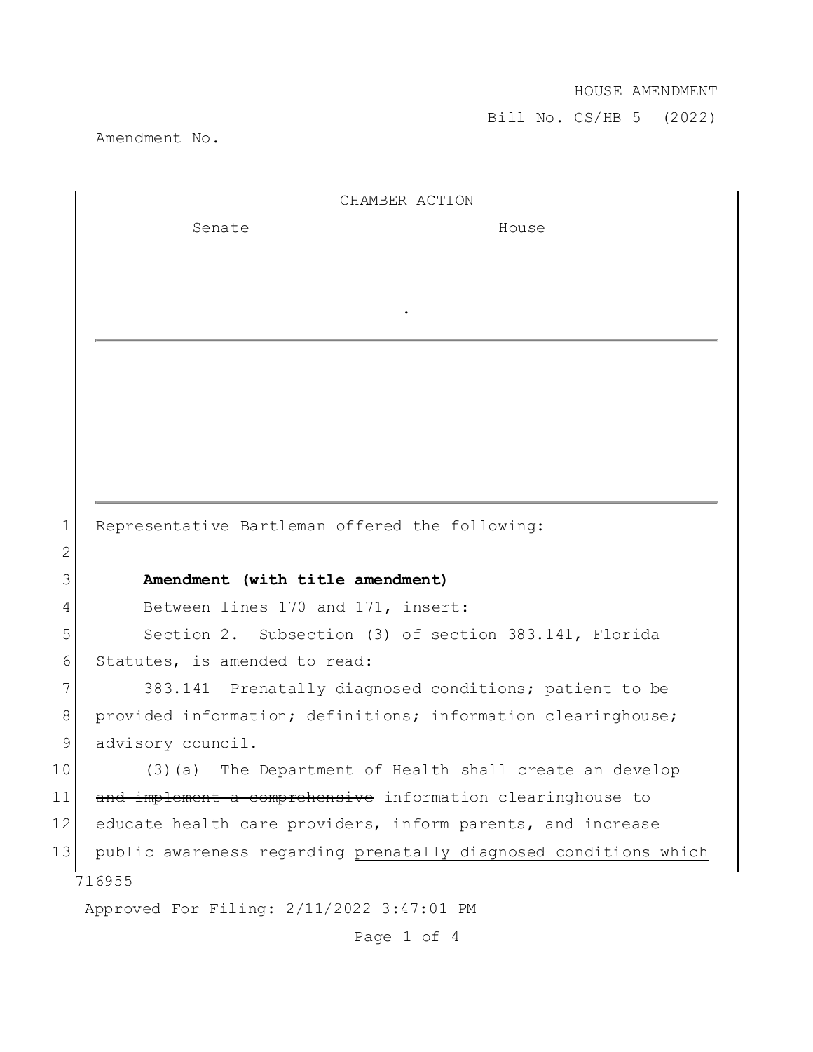HOUSE AMENDMENT

Bill No. CS/HB 5 (2022)

Amendment No.

CHAMBER ACTION

Senate | House
---|---
 | 

.

1 Representative Bartleman offered the following:

2

3 **Amendment (with title amendment)**

4 Between lines 170 and 171, insert:

5 Section 2. Subsection (3) of section 383.141, Florida

6 Statutes, is amended to read:

7 383.141 Prenatally diagnosed conditions; patient to be

8 provided information; definitions; information clearinghouse;

9 advisory council.—

10 (3)<u>(a)</u> The Department of Health shall <u>create an</u> ~~develop~~

11 ~~and implement a comprehensive~~ information clearinghouse to

12 educate health care providers, inform parents, and increase

13 public awareness regarding <u>prenatally diagnosed conditions which</u>

716955

Approved For Filing: 2/11/2022 3:47:01 PM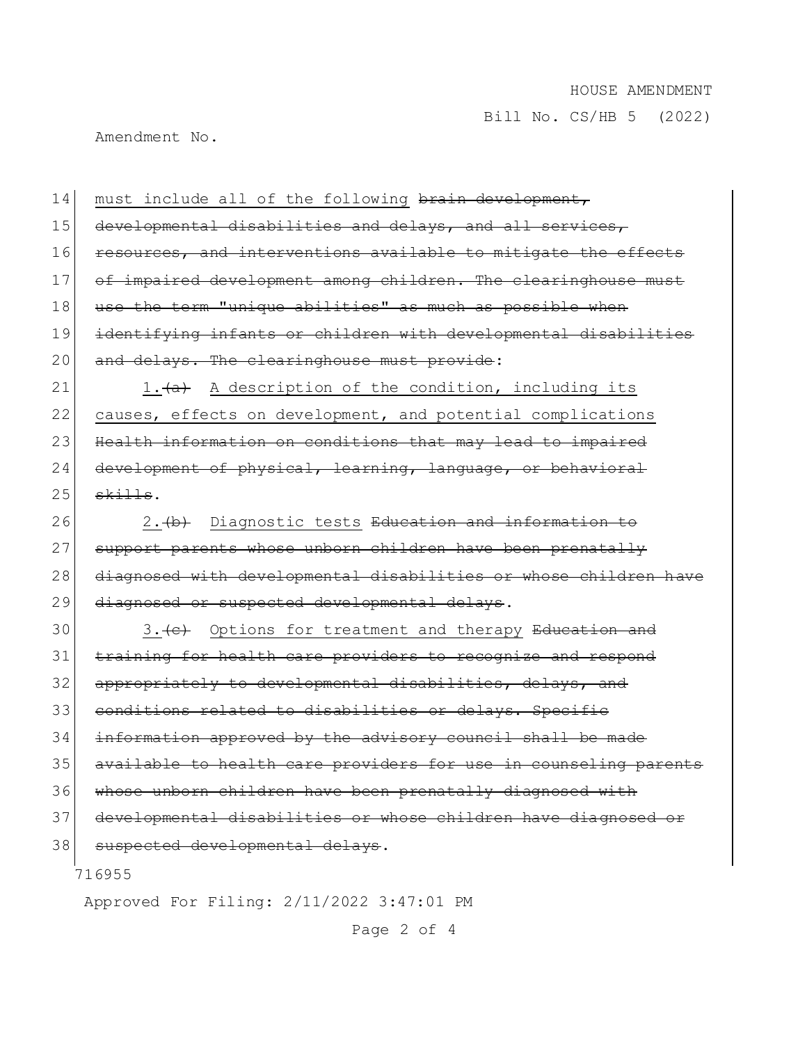must include all of the following ~~brain development, developmental disabilities and delays, and all services, resources, and interventions available to mitigate the effects of impaired development among children. The clearinghouse must use the term "unique abilities" as much as possible when identifying infants or children with developmental disabilities and delays. The clearinghouse must provide~~:

1.~~(a)~~ A description of the condition, including its causes, effects on development, and potential complications ~~Health information on conditions that may lead to impaired development of physical, learning, language, or behavioral skills~~.

2.~~(b)~~ Diagnostic tests ~~Education and information to support parents whose unborn children have been prenatally diagnosed with developmental disabilities or whose children have diagnosed or suspected developmental delays~~.

3.~~(c)~~ Options for treatment and therapy ~~Education and training for health care providers to recognize and respond appropriately to developmental disabilities, delays, and conditions related to disabilities or delays. Specific information approved by the advisory council shall be made available to health care providers for use in counseling parents whose unborn children have been prenatally diagnosed with developmental disabilities or whose children have diagnosed or suspected developmental delays~~.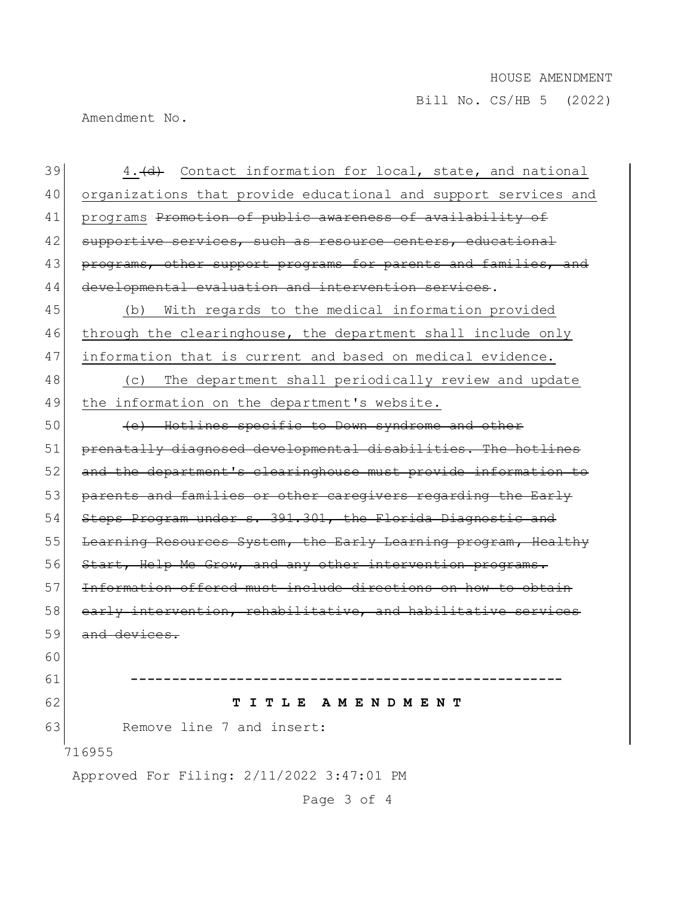4. ~~(d)~~ <u>Contact information for local, state, and national organizations that provide educational and support services and programs</u> ~~Promotion of public awareness of availability of supportive services, such as resource centers, educational programs, other support programs for parents and families, and developmental evaluation and intervention services~~.

<u>(b) With regards to the medical information provided through the clearinghouse, the department shall include only information that is current and based on medical evidence.</u>

<u>(c) The department shall periodically review and update the information on the department's website.</u>

~~(e) Hotlines specific to Down syndrome and other prenatally diagnosed developmental disabilities. The hotlines and the department's clearinghouse must provide information to parents and families or other caregivers regarding the Early Steps Program under s. 391.301, the Florida Diagnostic and Learning Resources System, the Early Learning program, Healthy Start, Help Me Grow, and any other intervention programs. Information offered must include directions on how to obtain early intervention, rehabilitative, and habilitative services and devices.~~

-----------------------------------------------------

**T I T L E A M E N D M E N T**

Remove line 7 and insert:

716955

Approved For Filing: 2/11/2022 3:47:01 PM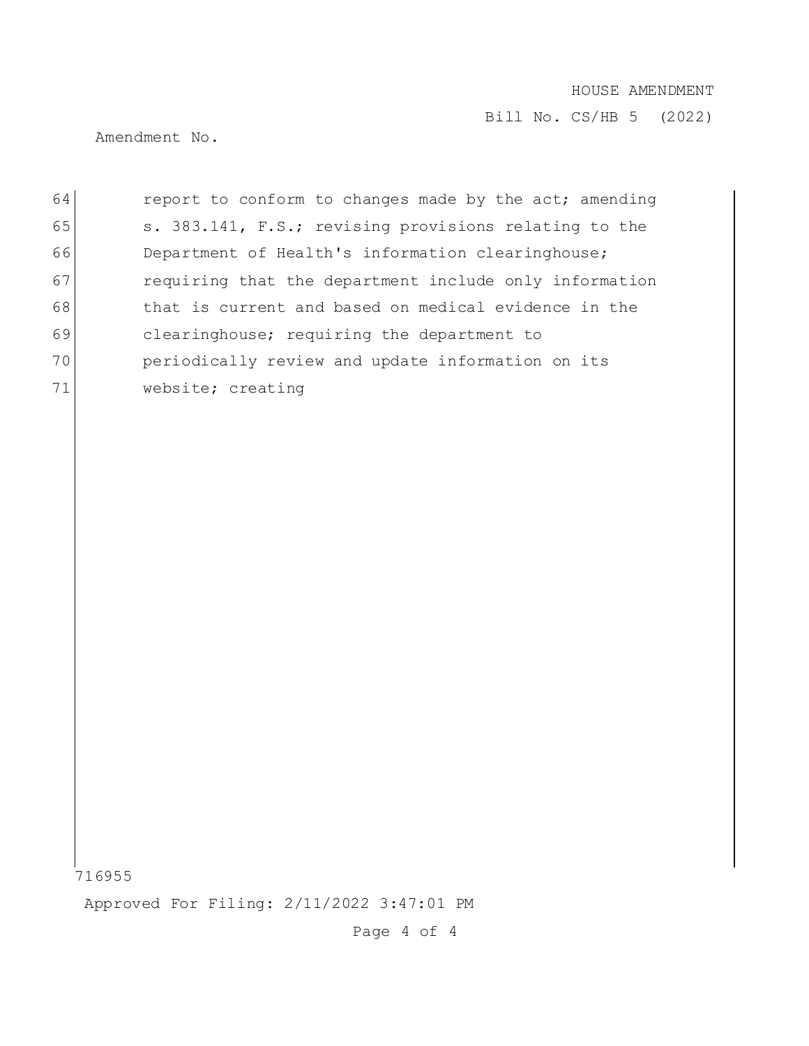64 report to conform to changes made by the act; amending
65 s. 383.141, F.S.; revising provisions relating to the
66 Department of Health's information clearinghouse;
67 requiring that the department include only information
68 that is current and based on medical evidence in the
69 clearinghouse; requiring the department to
70 periodically review and update information on its
71 website; creating

716955

Approved For Filing: 2/11/2022 3:47:01 PM